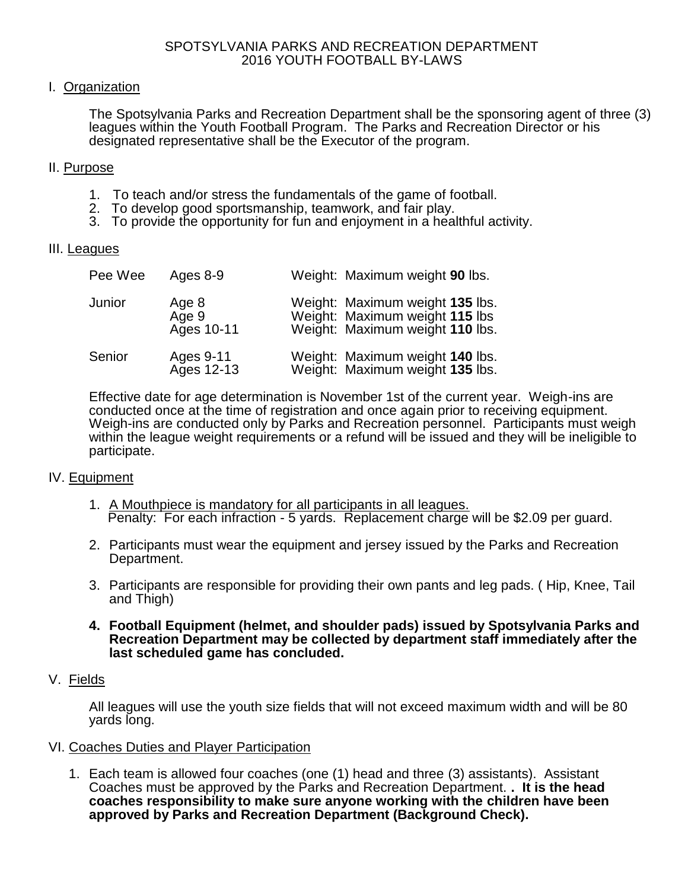# SPOTSYLVANIA PARKS AND RECREATION DEPARTMENT
# 2016 YOUTH FOOTBALL BY-LAWS

## I. Organization

The Spotsylvania Parks and Recreation Department shall be the sponsoring agent of three (3) leagues within the Youth Football Program. The Parks and Recreation Director or his designated representative shall be the Executor of the program.

## II. Purpose

1. To teach and/or stress the fundamentals of the game of football.
2. To develop good sportsmanship, teamwork, and fair play.
3. To provide the opportunity for fun and enjoyment in a healthful activity.

## III. Leagues

| League | Ages | Weight |
|---|---|---|
| Pee Wee | Ages 8-9 | Weight: Maximum weight **90** lbs. |
| Junior | Age 8 | Weight: Maximum weight **135** lbs. |
| | Age 9 | Weight: Maximum weight **115** lbs |
| | Ages 10-11 | Weight: Maximum weight **110** lbs. |
| Senior | Ages 9-11 | Weight: Maximum weight **140** lbs. |
| | Ages 12-13 | Weight: Maximum weight **135** lbs. |

Effective date for age determination is November 1st of the current year. Weigh-ins are conducted once at the time of registration and once again prior to receiving equipment. Weigh-ins are conducted only by Parks and Recreation personnel. Participants must weigh within the league weight requirements or a refund will be issued and they will be ineligible to participate.

## IV. Equipment

1. <u>A Mouthpiece is mandatory for all participants in all leagues.</u>
   Penalty: For each infraction - 5 yards. Replacement charge will be $2.09 per guard.
2. Participants must wear the equipment and jersey issued by the Parks and Recreation Department.
3. Participants are responsible for providing their own pants and leg pads. ( Hip, Knee, Tail and Thigh)
4. **Football Equipment (helmet, and shoulder pads) issued by Spotsylvania Parks and Recreation Department may be collected by department staff immediately after the last scheduled game has concluded.**

## V. Fields

All leagues will use the youth size fields that will not exceed maximum width and will be 80 yards long.

## VI. Coaches Duties and Player Participation

1. Each team is allowed four coaches (one (1) head and three (3) assistants). Assistant Coaches must be approved by the Parks and Recreation Department. **. It is the head coaches responsibility to make sure anyone working with the children have been approved by Parks and Recreation Department (Background Check).**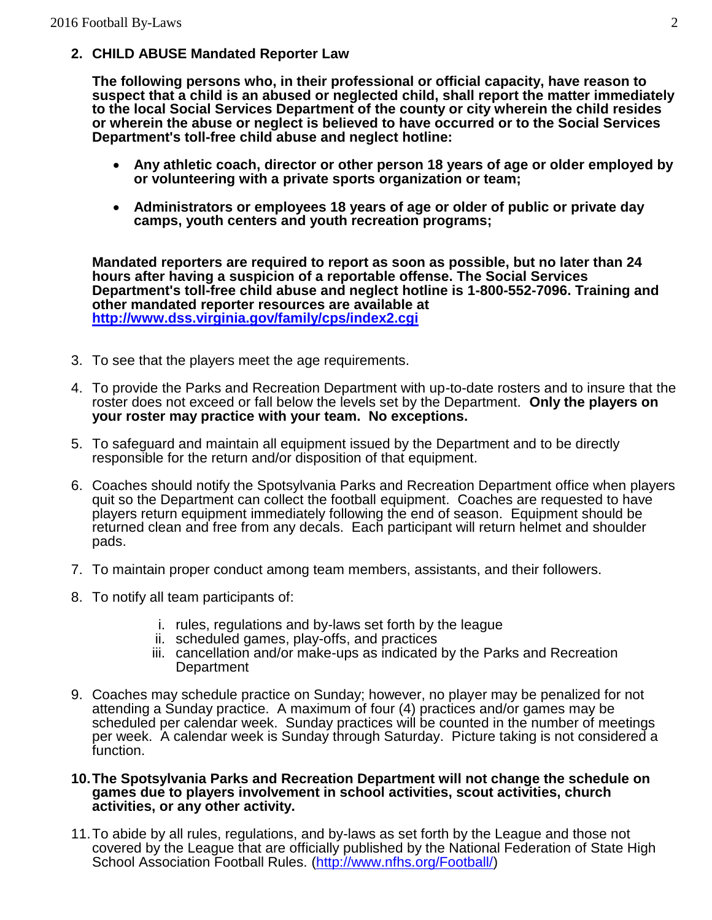2. **CHILD ABUSE Mandated Reporter Law**

   **The following persons who, in their professional or official capacity, have reason to suspect that a child is an abused or neglected child, shall report the matter immediately to the local Social Services Department of the county or city wherein the child resides or wherein the abuse or neglect is believed to have occurred or to the Social Services Department's toll-free child abuse and neglect hotline:**

   - **Any athletic coach, director or other person 18 years of age or older employed by or volunteering with a private sports organization or team;**
   - **Administrators or employees 18 years of age or older of public or private day camps, youth centers and youth recreation programs;**

   **Mandated reporters are required to report as soon as possible, but no later than 24 hours after having a suspicion of a reportable offense. The Social Services Department's toll-free child abuse and neglect hotline is 1-800-552-7096. Training and other mandated reporter resources are available at [http://www.dss.virginia.gov/family/cps/index2.cgi](http://www.dss.virginia.gov/family/cps/index2.cgi)**

3. To see that the players meet the age requirements.

4. To provide the Parks and Recreation Department with up-to-date rosters and to insure that the roster does not exceed or fall below the levels set by the Department. **Only the players on your roster may practice with your team. No exceptions.**

5. To safeguard and maintain all equipment issued by the Department and to be directly responsible for the return and/or disposition of that equipment.

6. Coaches should notify the Spotsylvania Parks and Recreation Department office when players quit so the Department can collect the football equipment. Coaches are requested to have players return equipment immediately following the end of season. Equipment should be returned clean and free from any decals. Each participant will return helmet and shoulder pads.

7. To maintain proper conduct among team members, assistants, and their followers.

8. To notify all team participants of:

   i. rules, regulations and by-laws set forth by the league
   ii. scheduled games, play-offs, and practices
   iii. cancellation and/or make-ups as indicated by the Parks and Recreation Department

9. Coaches may schedule practice on Sunday; however, no player may be penalized for not attending a Sunday practice. A maximum of four (4) practices and/or games may be scheduled per calendar week. Sunday practices will be counted in the number of meetings per week. A calendar week is Sunday through Saturday. Picture taking is not considered a function.

10. **The Spotsylvania Parks and Recreation Department will not change the schedule on games due to players involvement in school activities, scout activities, church activities, or any other activity.**

11. To abide by all rules, regulations, and by-laws as set forth by the League and those not covered by the League that are officially published by the National Federation of State High School Association Football Rules. ([http://www.nfhs.org/Football/](http://www.nfhs.org/Football/))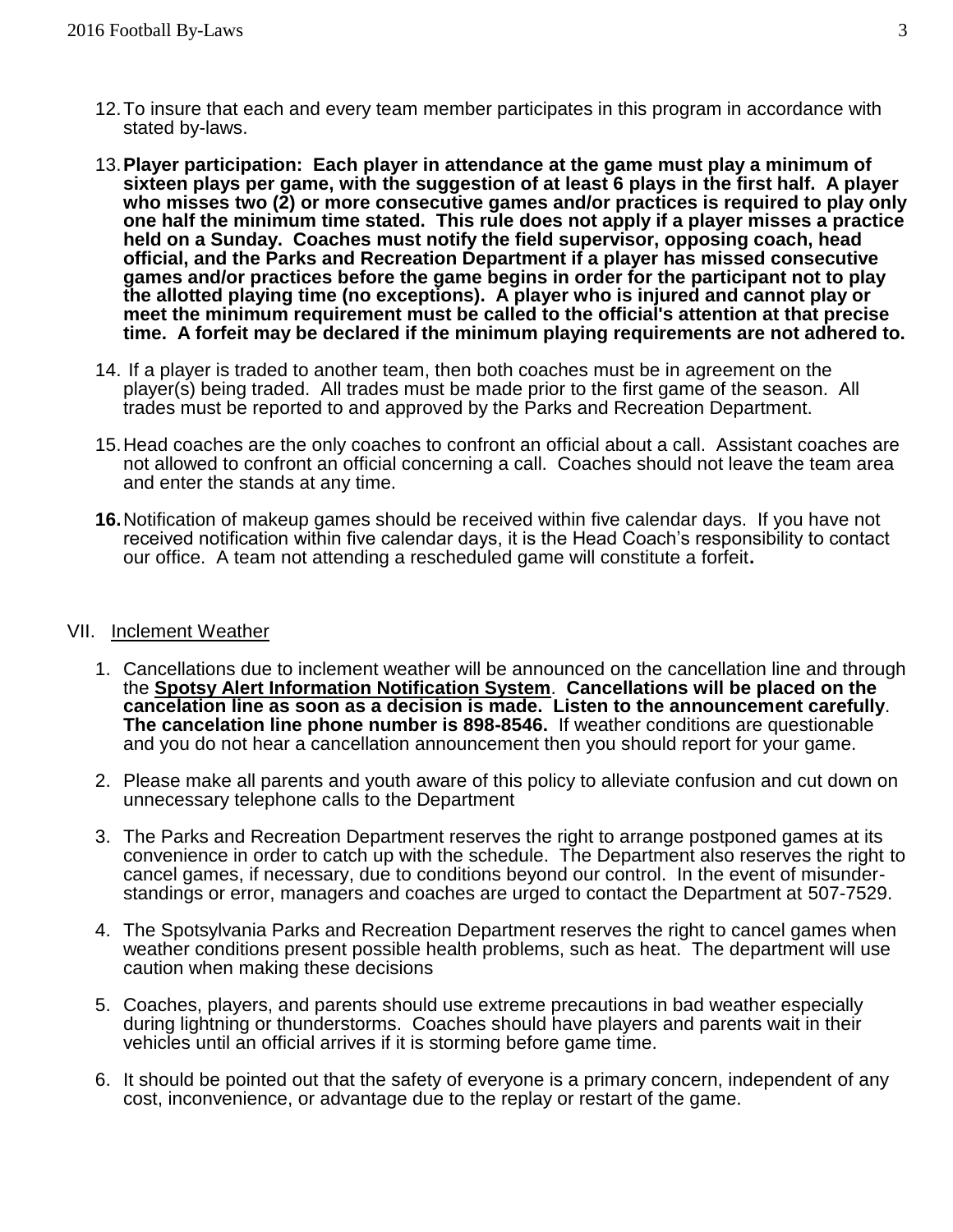12. To insure that each and every team member participates in this program in accordance with stated by-laws.

13. **Player participation: Each player in attendance at the game must play a minimum of sixteen plays per game, with the suggestion of at least 6 plays in the first half. A player who misses two (2) or more consecutive games and/or practices is required to play only one half the minimum time stated. This rule does not apply if a player misses a practice held on a Sunday. Coaches must notify the field supervisor, opposing coach, head official, and the Parks and Recreation Department if a player has missed consecutive games and/or practices before the game begins in order for the participant not to play the allotted playing time (no exceptions). A player who is injured and cannot play or meet the minimum requirement must be called to the official's attention at that precise time. A forfeit may be declared if the minimum playing requirements are not adhered to.**

14. If a player is traded to another team, then both coaches must be in agreement on the player(s) being traded. All trades must be made prior to the first game of the season. All trades must be reported to and approved by the Parks and Recreation Department.

15. Head coaches are the only coaches to confront an official about a call. Assistant coaches are not allowed to confront an official concerning a call. Coaches should not leave the team area and enter the stands at any time.

16. Notification of makeup games should be received within five calendar days. If you have not received notification within five calendar days, it is the Head Coach's responsibility to contact our office. A team not attending a rescheduled game will constitute a forfeit**.**

## VII. Inclement Weather

1. Cancellations due to inclement weather will be announced on the cancellation line and through the **Spotsy Alert Information Notification System**. **Cancellations will be placed on the cancelation line as soon as a decision is made. Listen to the announcement carefully**. **The cancelation line phone number is 898-8546.** If weather conditions are questionable and you do not hear a cancellation announcement then you should report for your game.

2. Please make all parents and youth aware of this policy to alleviate confusion and cut down on unnecessary telephone calls to the Department

3. The Parks and Recreation Department reserves the right to arrange postponed games at its convenience in order to catch up with the schedule. The Department also reserves the right to cancel games, if necessary, due to conditions beyond our control. In the event of misunder-standings or error, managers and coaches are urged to contact the Department at 507-7529.

4. The Spotsylvania Parks and Recreation Department reserves the right to cancel games when weather conditions present possible health problems, such as heat. The department will use caution when making these decisions

5. Coaches, players, and parents should use extreme precautions in bad weather especially during lightning or thunderstorms. Coaches should have players and parents wait in their vehicles until an official arrives if it is storming before game time.

6. It should be pointed out that the safety of everyone is a primary concern, independent of any cost, inconvenience, or advantage due to the replay or restart of the game.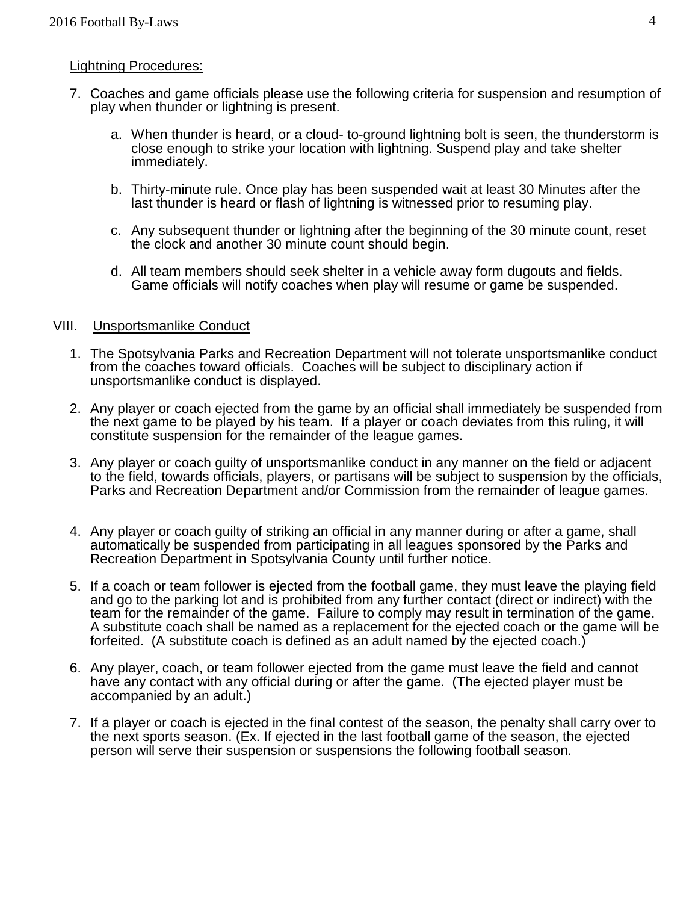Lightning Procedures:

7. Coaches and game officials please use the following criteria for suspension and resumption of play when thunder or lightning is present.

    a. When thunder is heard, or a cloud- to-ground lightning bolt is seen, the thunderstorm is close enough to strike your location with lightning. Suspend play and take shelter immediately.

    b. Thirty-minute rule. Once play has been suspended wait at least 30 Minutes after the last thunder is heard or flash of lightning is witnessed prior to resuming play.

    c. Any subsequent thunder or lightning after the beginning of the 30 minute count, reset the clock and another 30 minute count should begin.

    d. All team members should seek shelter in a vehicle away form dugouts and fields. Game officials will notify coaches when play will resume or game be suspended.

## VIII. Unsportsmanlike Conduct

1. The Spotsylvania Parks and Recreation Department will not tolerate unsportsmanlike conduct from the coaches toward officials. Coaches will be subject to disciplinary action if unsportsmanlike conduct is displayed.

2. Any player or coach ejected from the game by an official shall immediately be suspended from the next game to be played by his team. If a player or coach deviates from this ruling, it will constitute suspension for the remainder of the league games.

3. Any player or coach guilty of unsportsmanlike conduct in any manner on the field or adjacent to the field, towards officials, players, or partisans will be subject to suspension by the officials, Parks and Recreation Department and/or Commission from the remainder of league games.

4. Any player or coach guilty of striking an official in any manner during or after a game, shall automatically be suspended from participating in all leagues sponsored by the Parks and Recreation Department in Spotsylvania County until further notice.

5. If a coach or team follower is ejected from the football game, they must leave the playing field and go to the parking lot and is prohibited from any further contact (direct or indirect) with the team for the remainder of the game. Failure to comply may result in termination of the game. A substitute coach shall be named as a replacement for the ejected coach or the game will be forfeited. (A substitute coach is defined as an adult named by the ejected coach.)

6. Any player, coach, or team follower ejected from the game must leave the field and cannot have any contact with any official during or after the game. (The ejected player must be accompanied by an adult.)

7. If a player or coach is ejected in the final contest of the season, the penalty shall carry over to the next sports season. (Ex. If ejected in the last football game of the season, the ejected person will serve their suspension or suspensions the following football season.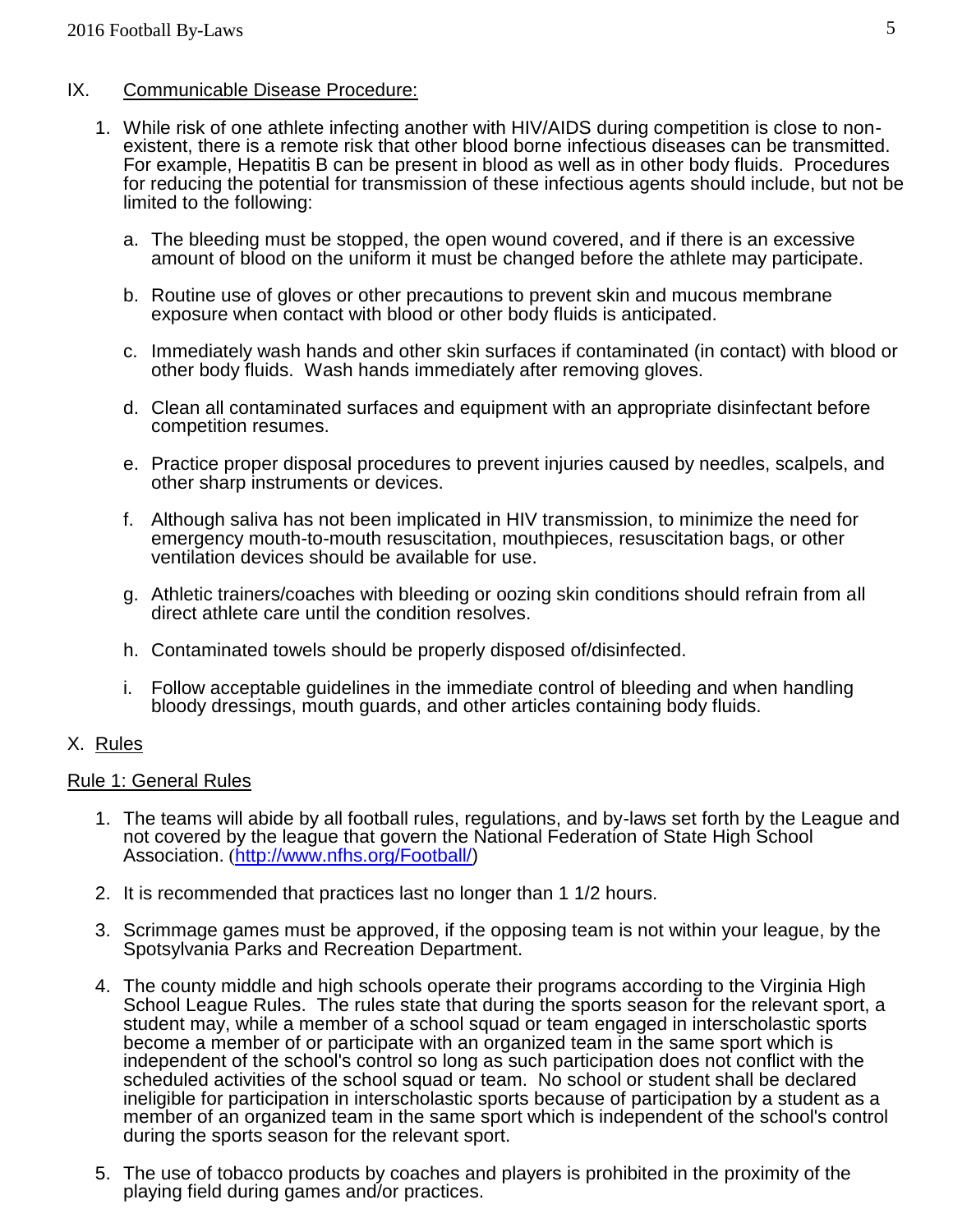## IX. Communicable Disease Procedure:

1. While risk of one athlete infecting another with HIV/AIDS during competition is close to non-existent, there is a remote risk that other blood borne infectious diseases can be transmitted. For example, Hepatitis B can be present in blood as well as in other body fluids. Procedures for reducing the potential for transmission of these infectious agents should include, but not be limited to the following:

   a. The bleeding must be stopped, the open wound covered, and if there is an excessive amount of blood on the uniform it must be changed before the athlete may participate.

   b. Routine use of gloves or other precautions to prevent skin and mucous membrane exposure when contact with blood or other body fluids is anticipated.

   c. Immediately wash hands and other skin surfaces if contaminated (in contact) with blood or other body fluids. Wash hands immediately after removing gloves.

   d. Clean all contaminated surfaces and equipment with an appropriate disinfectant before competition resumes.

   e. Practice proper disposal procedures to prevent injuries caused by needles, scalpels, and other sharp instruments or devices.

   f. Although saliva has not been implicated in HIV transmission, to minimize the need for emergency mouth-to-mouth resuscitation, mouthpieces, resuscitation bags, or other ventilation devices should be available for use.

   g. Athletic trainers/coaches with bleeding or oozing skin conditions should refrain from all direct athlete care until the condition resolves.

   h. Contaminated towels should be properly disposed of/disinfected.

   i. Follow acceptable guidelines in the immediate control of bleeding and when handling bloody dressings, mouth guards, and other articles containing body fluids.

## X. Rules

### Rule 1: General Rules

1. The teams will abide by all football rules, regulations, and by-laws set forth by the League and not covered by the league that govern the National Federation of State High School Association. (http://www.nfhs.org/Football/)

2. It is recommended that practices last no longer than 1 1/2 hours.

3. Scrimmage games must be approved, if the opposing team is not within your league, by the Spotsylvania Parks and Recreation Department.

4. The county middle and high schools operate their programs according to the Virginia High School League Rules. The rules state that during the sports season for the relevant sport, a student may, while a member of a school squad or team engaged in interscholastic sports become a member of or participate with an organized team in the same sport which is independent of the school's control so long as such participation does not conflict with the scheduled activities of the school squad or team. No school or student shall be declared ineligible for participation in interscholastic sports because of participation by a student as a member of an organized team in the same sport which is independent of the school's control during the sports season for the relevant sport.

5. The use of tobacco products by coaches and players is prohibited in the proximity of the playing field during games and/or practices.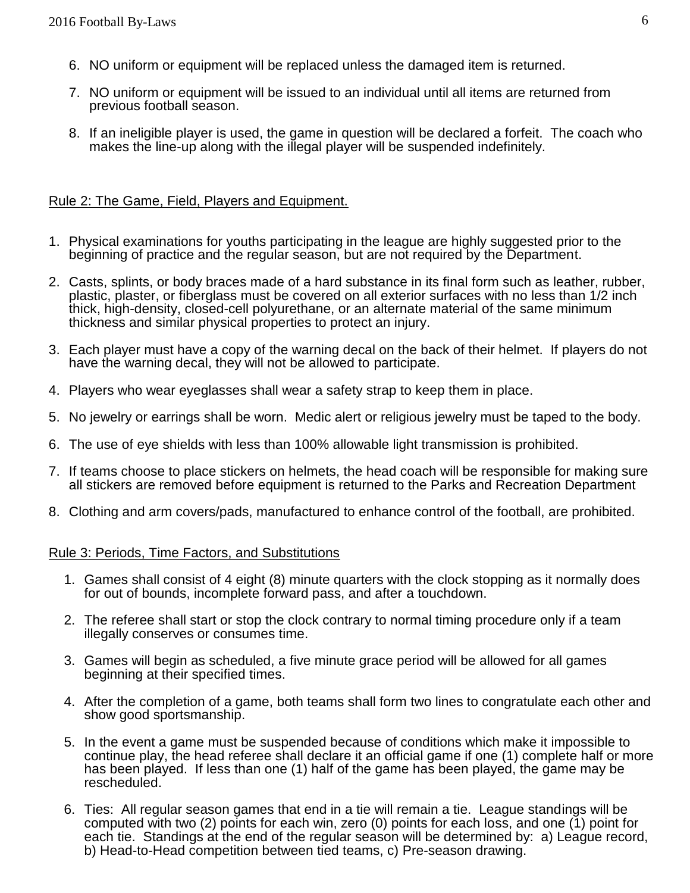6. NO uniform or equipment will be replaced unless the damaged item is returned.

7. NO uniform or equipment will be issued to an individual until all items are returned from previous football season.

8. If an ineligible player is used, the game in question will be declared a forfeit. The coach who makes the line-up along with the illegal player will be suspended indefinitely.

## Rule 2: The Game, Field, Players and Equipment.

1. Physical examinations for youths participating in the league are highly suggested prior to the beginning of practice and the regular season, but are not required by the Department.

2. Casts, splints, or body braces made of a hard substance in its final form such as leather, rubber, plastic, plaster, or fiberglass must be covered on all exterior surfaces with no less than 1/2 inch thick, high-density, closed-cell polyurethane, or an alternate material of the same minimum thickness and similar physical properties to protect an injury.

3. Each player must have a copy of the warning decal on the back of their helmet. If players do not have the warning decal, they will not be allowed to participate.

4. Players who wear eyeglasses shall wear a safety strap to keep them in place.

5. No jewelry or earrings shall be worn. Medic alert or religious jewelry must be taped to the body.

6. The use of eye shields with less than 100% allowable light transmission is prohibited.

7. If teams choose to place stickers on helmets, the head coach will be responsible for making sure all stickers are removed before equipment is returned to the Parks and Recreation Department

8. Clothing and arm covers/pads, manufactured to enhance control of the football, are prohibited.

## Rule 3: Periods, Time Factors, and Substitutions

1. Games shall consist of 4 eight (8) minute quarters with the clock stopping as it normally does for out of bounds, incomplete forward pass, and after a touchdown.

2. The referee shall start or stop the clock contrary to normal timing procedure only if a team illegally conserves or consumes time.

3. Games will begin as scheduled, a five minute grace period will be allowed for all games beginning at their specified times.

4. After the completion of a game, both teams shall form two lines to congratulate each other and show good sportsmanship.

5. In the event a game must be suspended because of conditions which make it impossible to continue play, the head referee shall declare it an official game if one (1) complete half or more has been played. If less than one (1) half of the game has been played, the game may be rescheduled.

6. Ties: All regular season games that end in a tie will remain a tie. League standings will be computed with two (2) points for each win, zero (0) points for each loss, and one (1) point for each tie. Standings at the end of the regular season will be determined by: a) League record, b) Head-to-Head competition between tied teams, c) Pre-season drawing.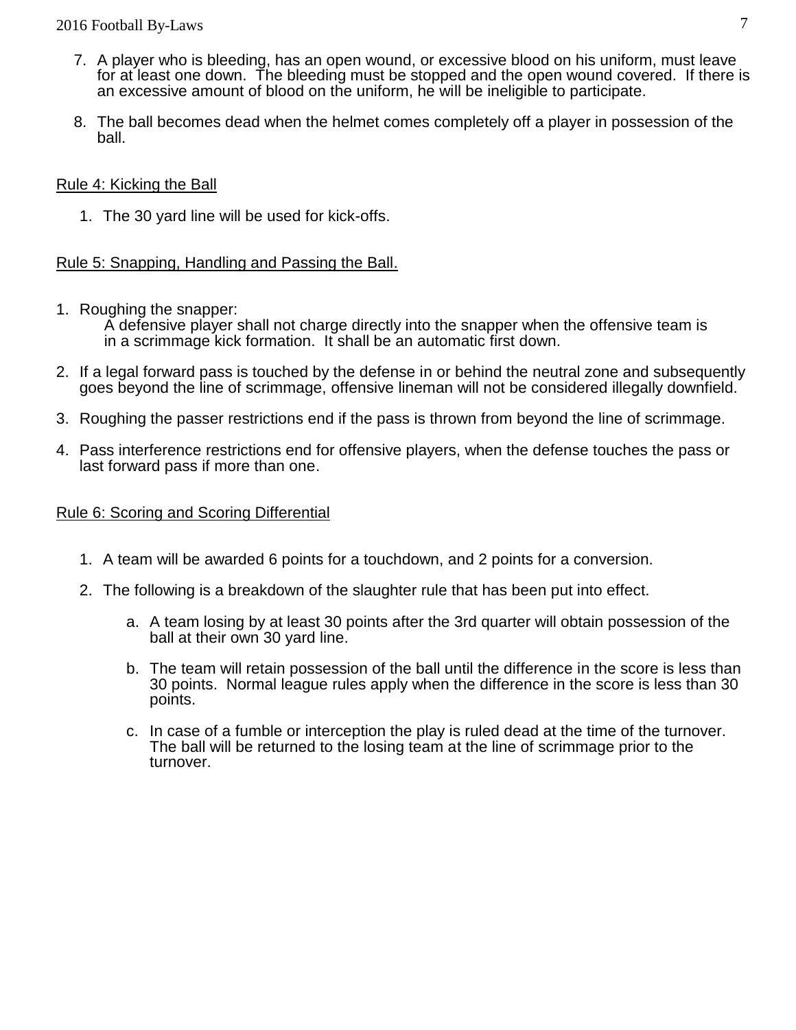7. A player who is bleeding, has an open wound, or excessive blood on his uniform, must leave for at least one down. The bleeding must be stopped and the open wound covered. If there is an excessive amount of blood on the uniform, he will be ineligible to participate.

8. The ball becomes dead when the helmet comes completely off a player in possession of the ball.

## Rule 4: Kicking the Ball

1. The 30 yard line will be used for kick-offs.

## Rule 5: Snapping, Handling and Passing the Ball.

1. Roughing the snapper:
   A defensive player shall not charge directly into the snapper when the offensive team is in a scrimmage kick formation. It shall be an automatic first down.

2. If a legal forward pass is touched by the defense in or behind the neutral zone and subsequently goes beyond the line of scrimmage, offensive lineman will not be considered illegally downfield.

3. Roughing the passer restrictions end if the pass is thrown from beyond the line of scrimmage.

4. Pass interference restrictions end for offensive players, when the defense touches the pass or last forward pass if more than one.

## Rule 6: Scoring and Scoring Differential

1. A team will be awarded 6 points for a touchdown, and 2 points for a conversion.

2. The following is a breakdown of the slaughter rule that has been put into effect.

   a. A team losing by at least 30 points after the 3rd quarter will obtain possession of the ball at their own 30 yard line.

   b. The team will retain possession of the ball until the difference in the score is less than 30 points. Normal league rules apply when the difference in the score is less than 30 points.

   c. In case of a fumble or interception the play is ruled dead at the time of the turnover. The ball will be returned to the losing team at the line of scrimmage prior to the turnover.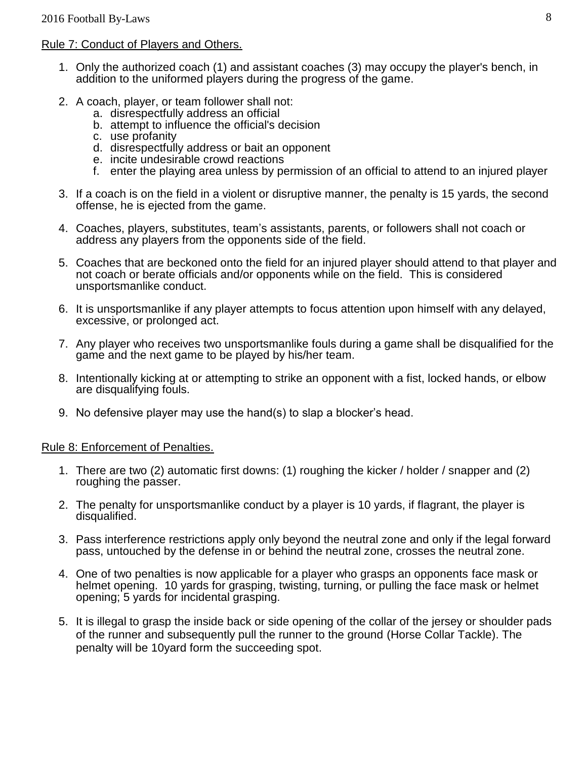## Rule 7: Conduct of Players and Others.

1. Only the authorized coach (1) and assistant coaches (3) may occupy the player's bench, in addition to the uniformed players during the progress of the game.

2. A coach, player, or team follower shall not:
   a. disrespectfully address an official
   b. attempt to influence the official's decision
   c. use profanity
   d. disrespectfully address or bait an opponent
   e. incite undesirable crowd reactions
   f. enter the playing area unless by permission of an official to attend to an injured player

3. If a coach is on the field in a violent or disruptive manner, the penalty is 15 yards, the second offense, he is ejected from the game.

4. Coaches, players, substitutes, team's assistants, parents, or followers shall not coach or address any players from the opponents side of the field.

5. Coaches that are beckoned onto the field for an injured player should attend to that player and not coach or berate officials and/or opponents while on the field. This is considered unsportsmanlike conduct.

6. It is unsportsmanlike if any player attempts to focus attention upon himself with any delayed, excessive, or prolonged act.

7. Any player who receives two unsportsmanlike fouls during a game shall be disqualified for the game and the next game to be played by his/her team.

8. Intentionally kicking at or attempting to strike an opponent with a fist, locked hands, or elbow are disqualifying fouls.

9. No defensive player may use the hand(s) to slap a blocker's head.

## Rule 8: Enforcement of Penalties.

1. There are two (2) automatic first downs: (1) roughing the kicker / holder / snapper and (2) roughing the passer.

2. The penalty for unsportsmanlike conduct by a player is 10 yards, if flagrant, the player is disqualified.

3. Pass interference restrictions apply only beyond the neutral zone and only if the legal forward pass, untouched by the defense in or behind the neutral zone, crosses the neutral zone.

4. One of two penalties is now applicable for a player who grasps an opponents face mask or helmet opening. 10 yards for grasping, twisting, turning, or pulling the face mask or helmet opening; 5 yards for incidental grasping.

5. It is illegal to grasp the inside back or side opening of the collar of the jersey or shoulder pads of the runner and subsequently pull the runner to the ground (Horse Collar Tackle). The penalty will be 10yard form the succeeding spot.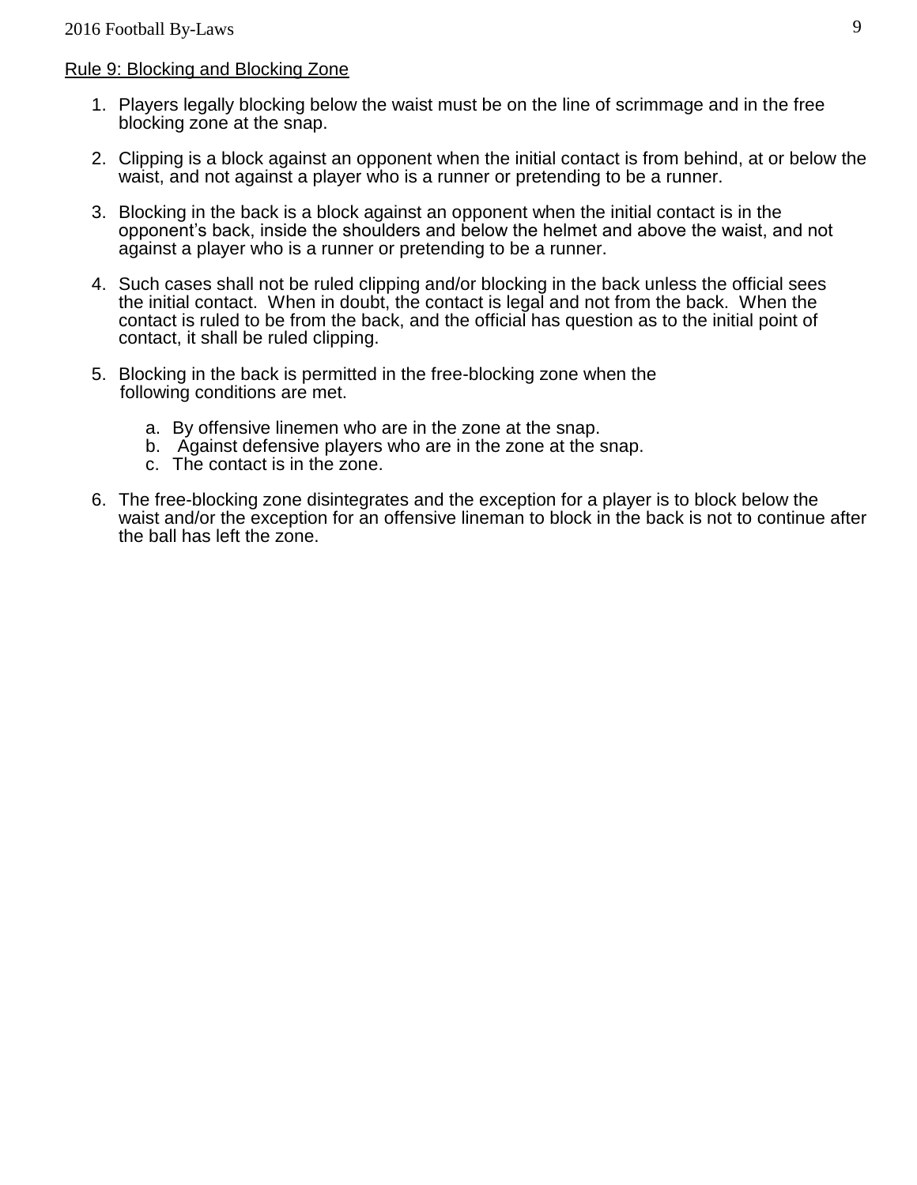## Rule 9: Blocking and Blocking Zone

1. Players legally blocking below the waist must be on the line of scrimmage and in the free blocking zone at the snap.

2. Clipping is a block against an opponent when the initial contact is from behind, at or below the waist, and not against a player who is a runner or pretending to be a runner.

3. Blocking in the back is a block against an opponent when the initial contact is in the opponent's back, inside the shoulders and below the helmet and above the waist, and not against a player who is a runner or pretending to be a runner.

4. Such cases shall not be ruled clipping and/or blocking in the back unless the official sees the initial contact. When in doubt, the contact is legal and not from the back. When the contact is ruled to be from the back, and the official has question as to the initial point of contact, it shall be ruled clipping.

5. Blocking in the back is permitted in the free-blocking zone when the following conditions are met.

    a. By offensive linemen who are in the zone at the snap.
    b. Against defensive players who are in the zone at the snap.
    c. The contact is in the zone.

6. The free-blocking zone disintegrates and the exception for a player is to block below the waist and/or the exception for an offensive lineman to block in the back is not to continue after the ball has left the zone.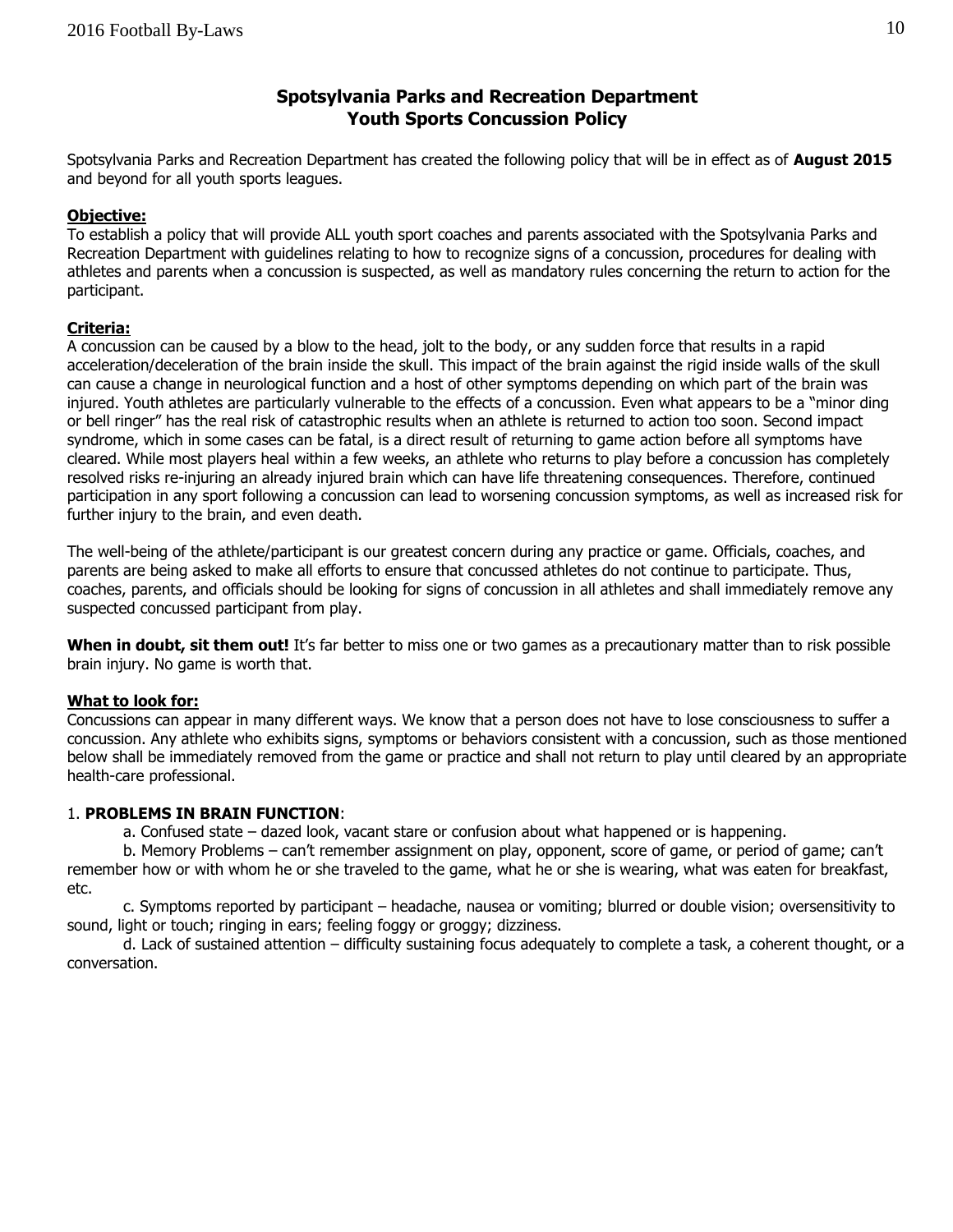## Spotsylvania Parks and Recreation Department
## Youth Sports Concussion Policy

Spotsylvania Parks and Recreation Department has created the following policy that will be in effect as of **August 2015** and beyond for all youth sports leagues.

**Objective:**

To establish a policy that will provide ALL youth sport coaches and parents associated with the Spotsylvania Parks and Recreation Department with guidelines relating to how to recognize signs of a concussion, procedures for dealing with athletes and parents when a concussion is suspected, as well as mandatory rules concerning the return to action for the participant.

**Criteria:**

A concussion can be caused by a blow to the head, jolt to the body, or any sudden force that results in a rapid acceleration/deceleration of the brain inside the skull. This impact of the brain against the rigid inside walls of the skull can cause a change in neurological function and a host of other symptoms depending on which part of the brain was injured. Youth athletes are particularly vulnerable to the effects of a concussion. Even what appears to be a "minor ding or bell ringer" has the real risk of catastrophic results when an athlete is returned to action too soon. Second impact syndrome, which in some cases can be fatal, is a direct result of returning to game action before all symptoms have cleared. While most players heal within a few weeks, an athlete who returns to play before a concussion has completely resolved risks re-injuring an already injured brain which can have life threatening consequences. Therefore, continued participation in any sport following a concussion can lead to worsening concussion symptoms, as well as increased risk for further injury to the brain, and even death.

The well-being of the athlete/participant is our greatest concern during any practice or game. Officials, coaches, and parents are being asked to make all efforts to ensure that concussed athletes do not continue to participate. Thus, coaches, parents, and officials should be looking for signs of concussion in all athletes and shall immediately remove any suspected concussed participant from play.

**When in doubt, sit them out!** It's far better to miss one or two games as a precautionary matter than to risk possible brain injury. No game is worth that.

**What to look for:**

Concussions can appear in many different ways. We know that a person does not have to lose consciousness to suffer a concussion. Any athlete who exhibits signs, symptoms or behaviors consistent with a concussion, such as those mentioned below shall be immediately removed from the game or practice and shall not return to play until cleared by an appropriate health-care professional.

1. **PROBLEMS IN BRAIN FUNCTION**:

a. Confused state – dazed look, vacant stare or confusion about what happened or is happening.

b. Memory Problems – can't remember assignment on play, opponent, score of game, or period of game; can't remember how or with whom he or she traveled to the game, what he or she is wearing, what was eaten for breakfast, etc.

c. Symptoms reported by participant – headache, nausea or vomiting; blurred or double vision; oversensitivity to sound, light or touch; ringing in ears; feeling foggy or groggy; dizziness.

d. Lack of sustained attention – difficulty sustaining focus adequately to complete a task, a coherent thought, or a conversation.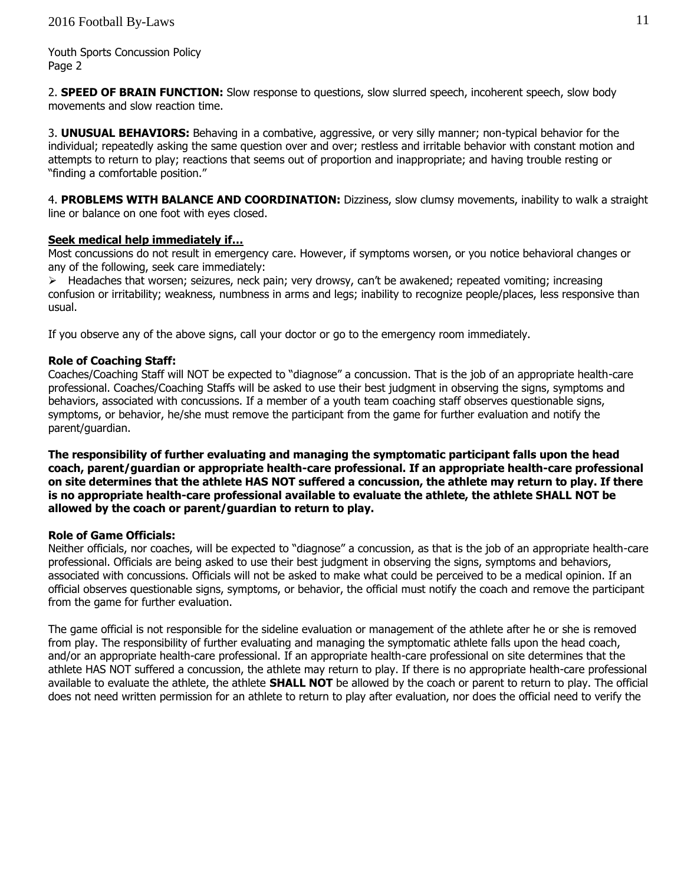Youth Sports Concussion Policy
Page 2

2. **SPEED OF BRAIN FUNCTION:** Slow response to questions, slow slurred speech, incoherent speech, slow body movements and slow reaction time.

3. **UNUSUAL BEHAVIORS:** Behaving in a combative, aggressive, or very silly manner; non-typical behavior for the individual; repeatedly asking the same question over and over; restless and irritable behavior with constant motion and attempts to return to play; reactions that seems out of proportion and inappropriate; and having trouble resting or "finding a comfortable position."

4. **PROBLEMS WITH BALANCE AND COORDINATION:** Dizziness, slow clumsy movements, inability to walk a straight line or balance on one foot with eyes closed.

**Seek medical help immediately if…**

Most concussions do not result in emergency care. However, if symptoms worsen, or you notice behavioral changes or any of the following, seek care immediately:

- Headaches that worsen; seizures, neck pain; very drowsy, can't be awakened; repeated vomiting; increasing confusion or irritability; weakness, numbness in arms and legs; inability to recognize people/places, less responsive than usual.

If you observe any of the above signs, call your doctor or go to the emergency room immediately.

**Role of Coaching Staff:**

Coaches/Coaching Staff will NOT be expected to "diagnose" a concussion. That is the job of an appropriate health-care professional. Coaches/Coaching Staffs will be asked to use their best judgment in observing the signs, symptoms and behaviors, associated with concussions. If a member of a youth team coaching staff observes questionable signs, symptoms, or behavior, he/she must remove the participant from the game for further evaluation and notify the parent/guardian.

**The responsibility of further evaluating and managing the symptomatic participant falls upon the head coach, parent/guardian or appropriate health-care professional. If an appropriate health-care professional on site determines that the athlete HAS NOT suffered a concussion, the athlete may return to play. If there is no appropriate health-care professional available to evaluate the athlete, the athlete SHALL NOT be allowed by the coach or parent/guardian to return to play.**

**Role of Game Officials:**

Neither officials, nor coaches, will be expected to "diagnose" a concussion, as that is the job of an appropriate health-care professional. Officials are being asked to use their best judgment in observing the signs, symptoms and behaviors, associated with concussions. Officials will not be asked to make what could be perceived to be a medical opinion. If an official observes questionable signs, symptoms, or behavior, the official must notify the coach and remove the participant from the game for further evaluation.

The game official is not responsible for the sideline evaluation or management of the athlete after he or she is removed from play. The responsibility of further evaluating and managing the symptomatic athlete falls upon the head coach, and/or an appropriate health-care professional. If an appropriate health-care professional on site determines that the athlete HAS NOT suffered a concussion, the athlete may return to play. If there is no appropriate health-care professional available to evaluate the athlete, the athlete **SHALL NOT** be allowed by the coach or parent to return to play. The official does not need written permission for an athlete to return to play after evaluation, nor does the official need to verify the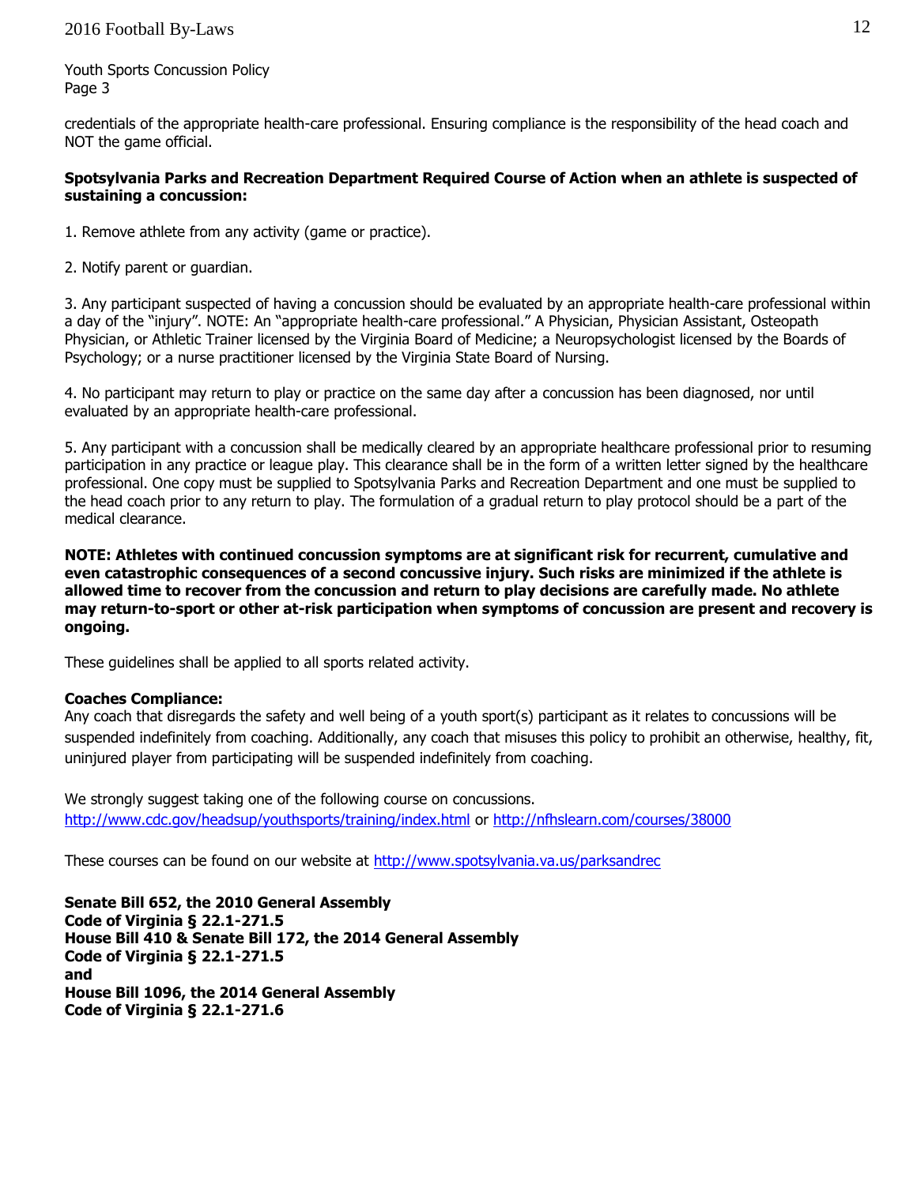Youth Sports Concussion Policy
Page 3

credentials of the appropriate health-care professional. Ensuring compliance is the responsibility of the head coach and NOT the game official.

**Spotsylvania Parks and Recreation Department Required Course of Action when an athlete is suspected of sustaining a concussion:**

1. Remove athlete from any activity (game or practice).

2. Notify parent or guardian.

3. Any participant suspected of having a concussion should be evaluated by an appropriate health-care professional within a day of the "injury". NOTE: An "appropriate health-care professional." A Physician, Physician Assistant, Osteopath Physician, or Athletic Trainer licensed by the Virginia Board of Medicine; a Neuropsychologist licensed by the Boards of Psychology; or a nurse practitioner licensed by the Virginia State Board of Nursing.

4. No participant may return to play or practice on the same day after a concussion has been diagnosed, nor until evaluated by an appropriate health-care professional.

5. Any participant with a concussion shall be medically cleared by an appropriate healthcare professional prior to resuming participation in any practice or league play. This clearance shall be in the form of a written letter signed by the healthcare professional. One copy must be supplied to Spotsylvania Parks and Recreation Department and one must be supplied to the head coach prior to any return to play. The formulation of a gradual return to play protocol should be a part of the medical clearance.

**NOTE: Athletes with continued concussion symptoms are at significant risk for recurrent, cumulative and even catastrophic consequences of a second concussive injury. Such risks are minimized if the athlete is allowed time to recover from the concussion and return to play decisions are carefully made. No athlete may return-to-sport or other at-risk participation when symptoms of concussion are present and recovery is ongoing.**

These guidelines shall be applied to all sports related activity.

**Coaches Compliance:**
Any coach that disregards the safety and well being of a youth sport(s) participant as it relates to concussions will be suspended indefinitely from coaching. Additionally, any coach that misuses this policy to prohibit an otherwise, healthy, fit, uninjured player from participating will be suspended indefinitely from coaching.

We strongly suggest taking one of the following course on concussions.
http://www.cdc.gov/headsup/youthsports/training/index.html or http://nfhslearn.com/courses/38000

These courses can be found on our website at http://www.spotsylvania.va.us/parksandrec

**Senate Bill 652, the 2010 General Assembly**
**Code of Virginia § 22.1-271.5**
**House Bill 410 & Senate Bill 172, the 2014 General Assembly**
**Code of Virginia § 22.1-271.5**
**and**
**House Bill 1096, the 2014 General Assembly**
**Code of Virginia § 22.1-271.6**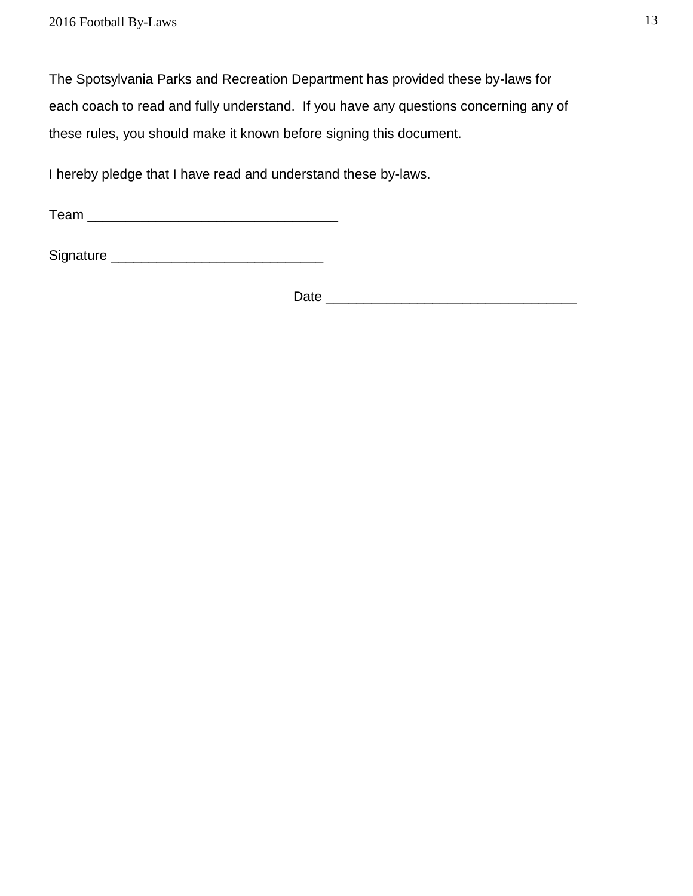The Spotsylvania Parks and Recreation Department has provided these by-laws for each coach to read and fully understand. If you have any questions concerning any of these rules, you should make it known before signing this document.

I hereby pledge that I have read and understand these by-laws.

Team ________________________________

Signature ___________________________

Date ________________________________